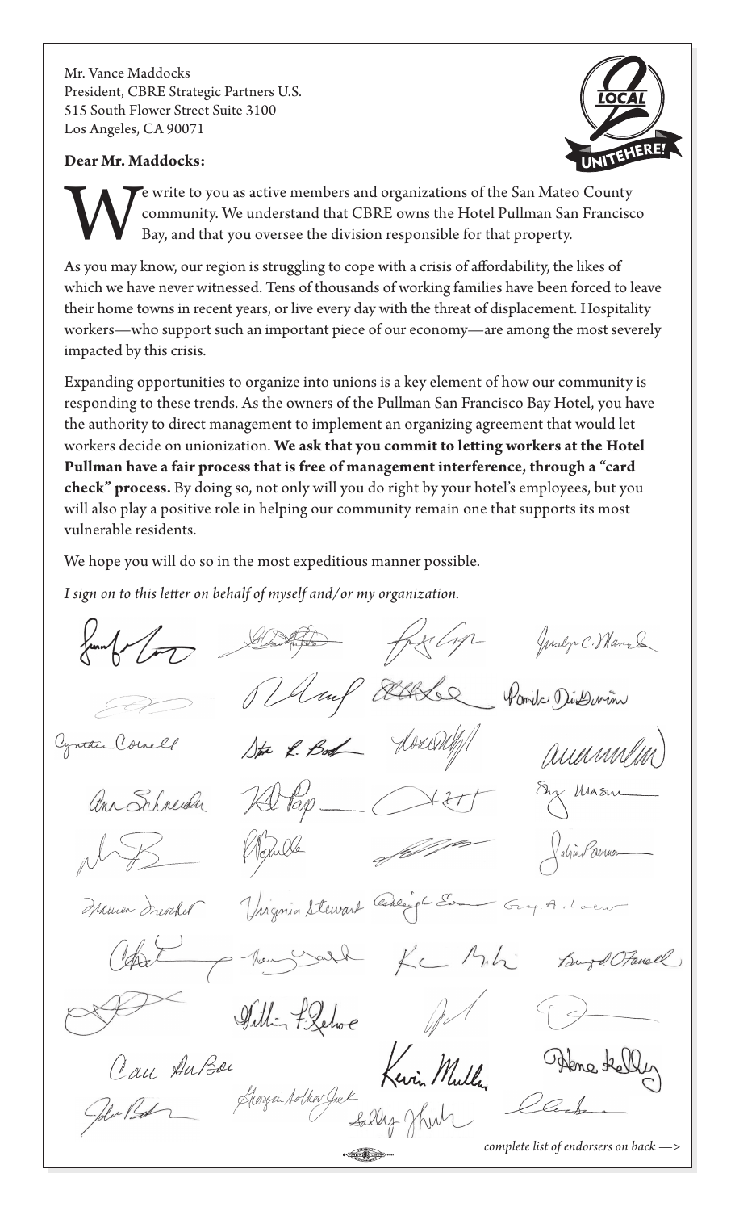Mr. Vance Maddocks
President, CBRE Strategic Partners U.S.
515 South Flower Street Suite 3100
Los Angeles, CA 90071

**Dear Mr. Maddocks:**

We write to you as active members and organizations of the San Mateo County community. We understand that CBRE owns the Hotel Pullman San Francisco Bay, and that you oversee the division responsible for that property.

As you may know, our region is struggling to cope with a crisis of affordability, the likes of which we have never witnessed. Tens of thousands of working families have been forced to leave their home towns in recent years, or live every day with the threat of displacement. Hospitality workers—who support such an important piece of our economy—are among the most severely impacted by this crisis.

Expanding opportunities to organize into unions is a key element of how our community is responding to these trends. As the owners of the Pullman San Francisco Bay Hotel, you have the authority to direct management to implement an organizing agreement that would let workers decide on unionization. **We ask that you commit to letting workers at the Hotel Pullman have a fair process that is free of management interference, through a "card check" process.** By doing so, not only will you do right by your hotel's employees, but you will also play a positive role in helping our community remain one that supports its most vulnerable residents.

We hope you will do so in the most expeditious manner possible.

*I sign on to this letter on behalf of myself and/or my organization.*

*complete list of endorsers on back —>*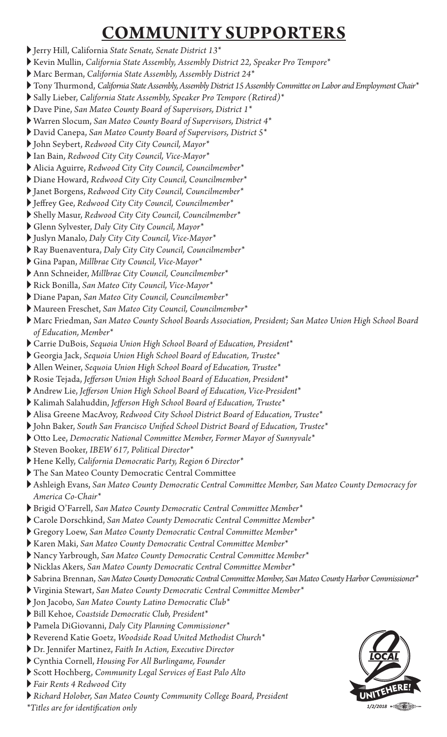# COMMUNITY SUPPORTERS

- Jerry Hill, California *State Senate, Senate District 13**
- Kevin Mullin, *California State Assembly, Assembly District 22, Speaker Pro Tempore**
- Marc Berman, *California State Assembly, Assembly District 24**
- Tony Thurmond, *California State Assembly, Assembly District 15 Assembly Committee on Labor and Employment Chair**
- Sally Lieber, *California State Assembly, Speaker Pro Tempore (Retired)**
- Dave Pine, *San Mateo County Board of Supervisors, District 1**
- Warren Slocum, *San Mateo County Board of Supervisors, District 4**
- David Canepa, *San Mateo County Board of Supervisors, District 5**
- John Seybert, *Redwood City City Council, Mayor**
- Ian Bain, *Redwood City City Council, Vice-Mayor**
- Alicia Aguirre, *Redwood City City Council, Councilmember**
- Diane Howard, *Redwood City City Council, Councilmember**
- Janet Borgens, *Redwood City City Council, Councilmember**
- Jeffrey Gee, *Redwood City City Council, Councilmember**
- Shelly Masur, *Redwood City City Council, Councilmember**
- Glenn Sylvester, *Daly City City Council, Mayor**
- Juslyn Manalo, *Daly City City Council, Vice-Mayor**
- Ray Buenaventura, *Daly City City Council, Councilmember**
- Gina Papan, *Millbrae City Council, Vice-Mayor**
- Ann Schneider, *Millbrae City Council, Councilmember**
- Rick Bonilla, *San Mateo City Council, Vice-Mayor**
- Diane Papan, *San Mateo City Council, Councilmember**
- Maureen Freschet, *San Mateo City Council, Councilmember**
- Marc Friedman, *San Mateo County School Boards Association, President; San Mateo Union High School Board of Education, Member**
- Carrie DuBois, *Sequoia Union High School Board of Education, President**
- Georgia Jack, *Sequoia Union High School Board of Education, Trustee**
- Allen Weiner, *Sequoia Union High School Board of Education, Trustee**
- Rosie Tejada, *Jefferson Union High School Board of Education, President**
- Andrew Lie, *Jefferson Union High School Board of Education, Vice-President**
- Kalimah Salahuddin, *Jefferson High School Board of Education, Trustee**
- Alisa Greene MacAvoy, *Redwood City School District Board of Education, Trustee**
- John Baker, *South San Francisco Unified School District Board of Education, Trustee**
- Otto Lee, *Democratic National Committee Member, Former Mayor of Sunnyvale**
- Steven Booker, *IBEW 617, Political Director**
- Hene Kelly, *California Democratic Party, Region 6 Director**
- The San Mateo County Democratic Central Committee
- Ashleigh Evans, *San Mateo County Democratic Central Committee Member, San Mateo County Democracy for America Co-Chair**
- Brigid O'Farrell, *San Mateo County Democratic Central Committee Member**
- Carole Dorschkind, *San Mateo County Democratic Central Committee Member**
- Gregory Loew, *San Mateo County Democratic Central Committee Member**
- Karen Maki, *San Mateo County Democratic Central Committee Member**
- Nancy Yarbrough, *San Mateo County Democratic Central Committee Member**
- Nicklas Akers, *San Mateo County Democratic Central Committee Member**
- Sabrina Brennan, *San Mateo County Democratic Central Committee Member, San Mateo County Harbor Commissioner**
- Virginia Stewart, *San Mateo County Democratic Central Committee Member**
- Jon Jacobo, *San Mateo County Latino Democratic Club**
- Bill Kehoe, *Coastside Democratic Club, President**
- Pamela DiGiovanni, *Daly City Planning Commissioner**
- Reverend Katie Goetz, *Woodside Road United Methodist Church**
- Dr. Jennifer Martinez, *Faith In Action, Executive Director*
- Cynthia Cornell, *Housing For All Burlingame, Founder*
- Scott Hochberg, *Community Legal Services of East Palo Alto*
- *Fair Rents 4 Redwood City*
- *Richard Holober, San Mateo County Community College Board, President*

**Titles are for identification only*

LOCAL 2 UNITE HERE!

1/2/2018